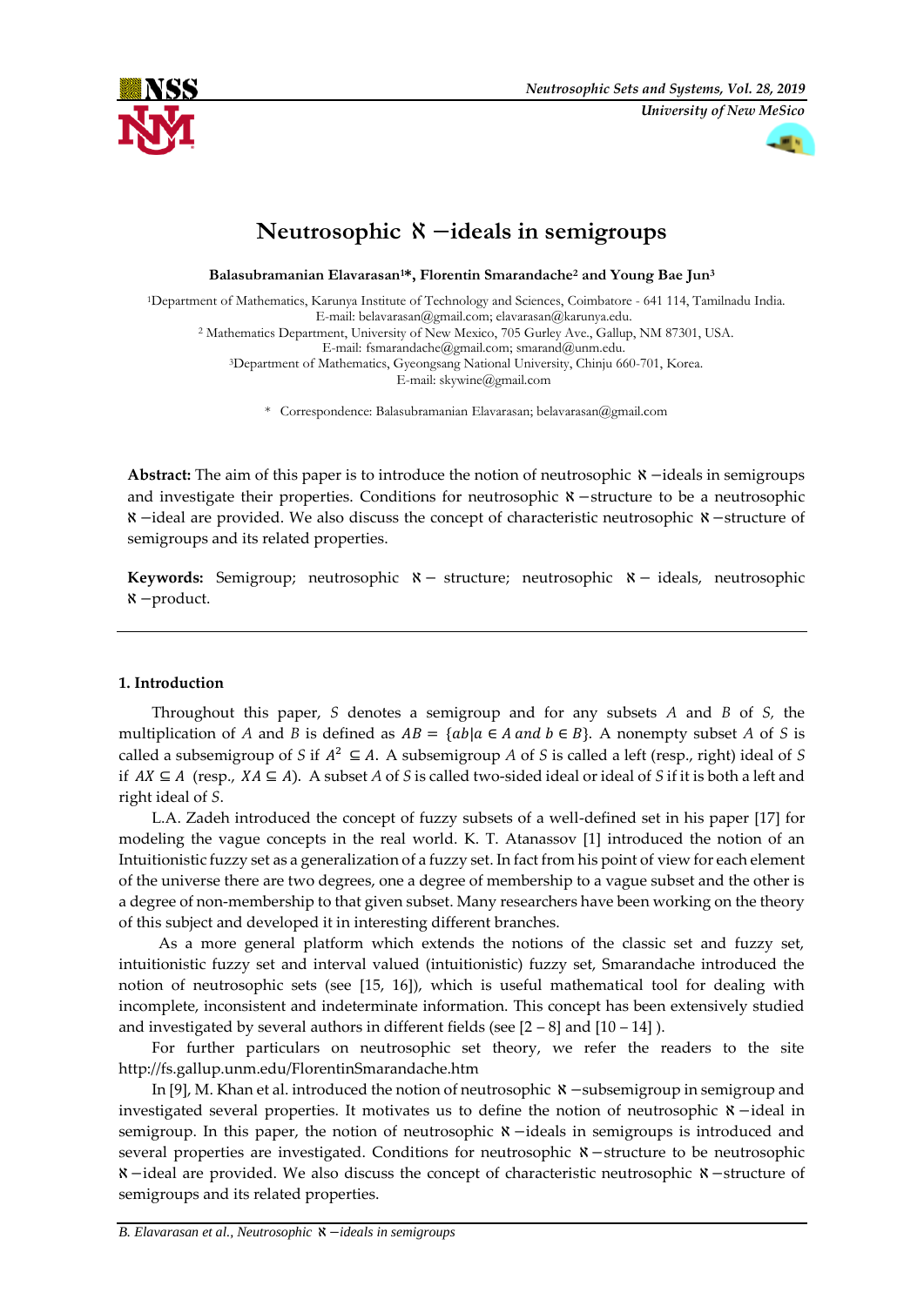# Neutrosophic $\aleph$ −ideals in semigroups

**Balasubramanian Elavarasan[1]\*, Florentin Smarandache[2] and Young Bae Jun[3]**

[1]Department of Mathematics, Karunya Institute of Technology and Sciences, Coimbatore - 641 114, Tamilnadu India.
E-mail: belavarasan@gmail.com; elavarasan@karunya.edu.
[2] Mathematics Department, University of New Mexico, 705 Gurley Ave., Gallup, NM 87301, USA.
E-mail: fsmarandache@gmail.com; smarand@unm.edu.
[3]Department of Mathematics, Gyeongsang National University, Chinju 660-701, Korea.
E-mail: skywine@gmail.com

\* Correspondence: Balasubramanian Elavarasan; belavarasan@gmail.com

**Abstract:** The aim of this paper is to introduce the notion of neutrosophic $\aleph$ −ideals in semigroups and investigate their properties. Conditions for neutrosophic $\aleph$ −structure to be a neutrosophic $\aleph$ −ideal are provided. We also discuss the concept of characteristic neutrosophic $\aleph$ −structure of semigroups and its related properties.

**Keywords:** Semigroup; neutrosophic $\aleph$ − structure; neutrosophic $\aleph$ − ideals, neutrosophic $\aleph$ −product.

## 1. Introduction

Throughout this paper, $S$ denotes a semigroup and for any subsets $A$ and $B$ of $S$, the multiplication of $A$ and $B$ is defined as $AB = \{ab | a \in A \text{ and } b \in B\}$. A nonempty subset $A$ of $S$ is called a subsemigroup of $S$ if $A^2 \subseteq A$. A subsemigroup $A$ of $S$ is called a left (resp., right) ideal of $S$ if $AX \subseteq A$ (resp., $XA \subseteq A$). A subset $A$ of $S$ is called two-sided ideal or ideal of $S$ if it is both a left and right ideal of $S$.

L.A. Zadeh introduced the concept of fuzzy subsets of a well-defined set in his paper [17] for modeling the vague concepts in the real world. K. T. Atanassov [1] introduced the notion of an Intuitionistic fuzzy set as a generalization of a fuzzy set. In fact from his point of view for each element of the universe there are two degrees, one a degree of membership to a vague subset and the other is a degree of non-membership to that given subset. Many researchers have been working on the theory of this subject and developed it in interesting different branches.

As a more general platform which extends the notions of the classic set and fuzzy set, intuitionistic fuzzy set and interval valued (intuitionistic) fuzzy set, Smarandache introduced the notion of neutrosophic sets (see [15, 16]), which is useful mathematical tool for dealing with incomplete, inconsistent and indeterminate information. This concept has been extensively studied and investigated by several authors in different fields (see [2 – 8] and [10 – 14] ).

For further particulars on neutrosophic set theory, we refer the readers to the site http://fs.gallup.unm.edu/FlorentinSmarandache.htm

In [9], M. Khan et al. introduced the notion of neutrosophic $\aleph$ −subsemigroup in semigroup and investigated several properties. It motivates us to define the notion of neutrosophic $\aleph$ −ideal in semigroup. In this paper, the notion of neutrosophic $\aleph$ −ideals in semigroups is introduced and several properties are investigated. Conditions for neutrosophic $\aleph$ −structure to be neutrosophic $\aleph$ −ideal are provided. We also discuss the concept of characteristic neutrosophic $\aleph$ −structure of semigroups and its related properties.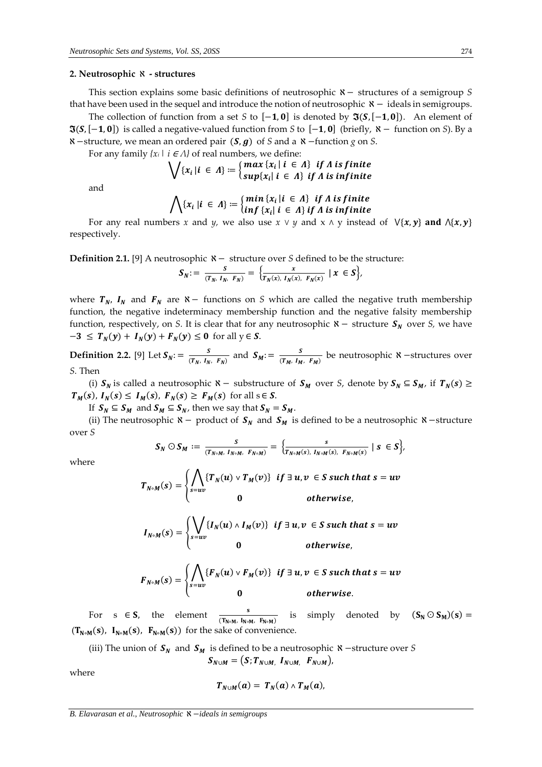### 2. Neutrosophic $\aleph$ - structures

This section explains some basic definitions of neutrosophic $\aleph-$ structures of a semigroup *S* that have been used in the sequel and introduce the notion of neutrosophic $\aleph-$ ideals in semigroups.

The collection of function from a set *S* to $[-1,0]$ is denoted by $\mathfrak{J}(S,[-1,0])$. An element of $\mathfrak{J}(S,[-1,0])$ is called a negative-valued function from *S* to $[-1,0]$ (briefly, $\aleph-$ function on *S*). By a $\aleph-$structure, we mean an ordered pair $(S,g)$ of *S* and a $\aleph-$function *g* on *S*.

For any family $\{x_i \mid i \in \Lambda\}$ of real numbers, we define:

$$\bigvee\{x_i \mid i \in \Lambda\} := \begin{cases} max\{x_i \mid i \in \Lambda\} & if\ \Lambda\ is\ finite \\ sup\{x_i \mid i \in \Lambda\} & if\ \Lambda\ is\ infinite \end{cases}$$

and

$$\bigwedge\{x_i \mid i \in \Lambda\} := \begin{cases} min\{x_i \mid i \in \Lambda\} & if\ \Lambda\ is\ finite \\ inf\{x_i \mid i \in \Lambda\} & if\ \Lambda\ is\ infinite \end{cases}$$

For any real numbers *x* and *y*, we also use $x \vee y$ and $x \wedge y$ instead of $\vee\{x,y\}$ **and** $\wedge\{x,y\}$ respectively.

**Definition 2.1.** [9] A neutrosophic $\aleph-$ structure over *S* defined to be the structure:

$$S_N := \frac{S}{(T_N,\ I_N,\ F_N)} = \left\{\frac{x}{T_N(x),\ I_N(x),\ F_N(x)} \mid x \in S\right\},$$

where $T_N$, $I_N$ and $F_N$ are $\aleph-$ functions on *S* which are called the negative truth membership function, the negative indeterminacy membership function and the negative falsity membership function, respectively, on *S*. It is clear that for any neutrosophic $\aleph-$ structure $S_N$ over *S*, we have $-3 \le T_N(y) + I_N(y) + F_N(y) \le 0$ for all $y \in S$.

**Definition 2.2.** [9] Let $S_N := \frac{S}{(T_N,\ I_N,\ F_N)}$ and $S_M := \frac{S}{(T_M,\ I_M,\ F_M)}$ be neutrosophic $\aleph-$structures over *S*. Then

(i) $S_N$ is called a neutrosophic $\aleph-$ substructure of $S_M$ over *S*, denote by $S_N \subseteq S_M$, if $T_N(s) \ge T_M(s)$, $I_N(s) \le I_M(s)$, $F_N(s) \ge F_M(s)$ for all $s \in S$.

If $S_N \subseteq S_M$ and $S_M \subseteq S_N$, then we say that $S_N = S_M$.

(ii) The neutrosophic $\aleph-$ product of $S_N$ and $S_M$ is defined to be a neutrosophic $\aleph-$structure over *S*

$$S_N \odot S_M := \frac{S}{(T_{N\circ M},\ I_{N\circ M},\ F_{N\circ M})} = \left\{\frac{s}{T_{N\circ M}(s),\ I_{N\circ M}(s),\ F_{N\circ M}(s)} \mid s \in S\right\},$$

where

$$T_{N\circ M}(s) = \begin{cases} \bigwedge_{s=uv}\{T_N(u) \vee T_M(v)\} & if\ \exists\ u,v \in S\ such\ that\ s = uv \\ 0 & otherwise, \end{cases}$$

$$I_{N\circ M}(s) = \begin{cases} \bigvee_{s=uv}\{I_N(u) \wedge I_M(v)\} & if\ \exists\ u,v \in S\ such\ that\ s = uv \\ 0 & otherwise, \end{cases}$$

$$F_{N\circ M}(s) = \begin{cases} \bigwedge_{s=uv}\{F_N(u) \vee F_M(v)\} & if\ \exists\ u,v \in S\ such\ that\ s = uv \\ 0 & otherwise. \end{cases}$$

For $s \in S$, the element $\frac{s}{(T_{N\circ M},\ I_{N\circ M},\ F_{N\circ M})}$ is simply denoted by $(S_N \odot S_M)(s) = (T_{N\circ M}(s),\ I_{N\circ M}(s),\ F_{N\circ M}(s))$ for the sake of convenience.

(iii) The union of $S_N$ and $S_M$ is defined to be a neutrosophic $\aleph-$structure over *S*

$$S_{N\cup M} = (S; T_{N\cup M},\ I_{N\cup M},\ F_{N\cup M}),$$

where

$$T_{N\cup M}(a) = T_N(a) \wedge T_M(a),$$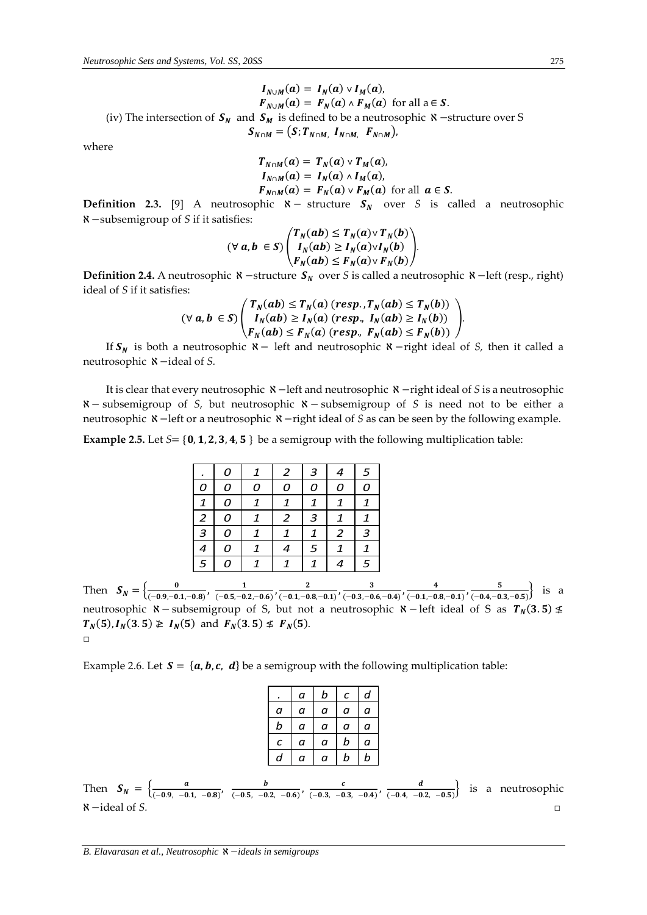$$I_{N\cup M}(a) = I_N(a) \vee I_M(a),$$

$$F_{N\cup M}(a) = F_N(a) \wedge F_M(a) \text{ for all } a \in S.$$

(iv) The intersection of $S_N$ and $S_M$ is defined to be a neutrosophic $\aleph$ −structure over S

$$S_{N\cap M} = (S; T_{N\cap M}, \ I_{N\cap M}, \ F_{N\cap M}),$$

where

$$T_{N\cap M}(a) = T_N(a) \vee T_M(a),$$

$$I_{N\cap M}(a) = I_N(a) \wedge I_M(a),$$

$$F_{N\cap M}(a) = F_N(a) \vee F_M(a) \text{ for all } a \in S.$$

**Definition 2.3.** [9] A neutrosophic $\aleph$ − structure $S_N$ over *S* is called a neutrosophic $\aleph$ −subsemigroup of *S* if it satisfies:

$$(\forall\, a, b \in S) \begin{pmatrix} T_N(ab) \leq T_N(a) \vee T_N(b) \\ I_N(ab) \geq I_N(a) \vee I_N(b) \\ F_N(ab) \leq F_N(a) \vee F_N(b) \end{pmatrix}.$$

**Definition 2.4.** A neutrosophic $\aleph$ −structure $S_N$ over *S* is called a neutrosophic $\aleph$ −left (resp., right) ideal of *S* if it satisfies:

$$(\forall\, a, b \in S) \begin{pmatrix} T_N(ab) \leq T_N(a) \ (resp., T_N(ab) \leq T_N(b)) \\ I_N(ab) \geq I_N(a) \ (resp., \ I_N(ab) \geq I_N(b)) \\ F_N(ab) \leq F_N(a) \ (resp., \ F_N(ab) \leq F_N(b)) \end{pmatrix}.$$

If $S_N$ is both a neutrosophic $\aleph$ − left and neutrosophic $\aleph$ −right ideal of *S,* then it called a neutrosophic $\aleph$ −ideal of *S.*

It is clear that every neutrosophic $\aleph$ −left and neutrosophic $\aleph$ −right ideal of *S* is a neutrosophic $\aleph$ − subsemigroup of *S,* but neutrosophic $\aleph$ − subsemigroup of *S* is need not to be either a neutrosophic $\aleph$ −left or a neutrosophic $\aleph$ −right ideal of *S* as can be seen by the following example.

**Example 2.5.** Let *S*= $\{0, 1, 2, 3, 4, 5\}$ be a semigroup with the following multiplication table:

| . | 0 | 1 | 2 | 3 | 4 | 5 |
|---|---|---|---|---|---|---|
| 0 | 0 | 0 | 0 | 0 | 0 | 0 |
| 1 | 0 | 1 | 1 | 1 | 1 | 1 |
| 2 | 0 | 1 | 2 | 3 | 1 | 1 |
| 3 | 0 | 1 | 1 | 1 | 2 | 3 |
| 4 | 0 | 1 | 4 | 5 | 1 | 1 |
| 5 | 0 | 1 | 1 | 1 | 4 | 5 |

Then $S_N = \left\{ \frac{0}{(-0.9,-0.1,-0.8)}, \ \frac{1}{(-0.5,-0.2,-0.6)}, \frac{2}{(-0.1,-0.8,-0.1)}, \frac{3}{(-0.3,-0.6,-0.4)}, \frac{4}{(-0.1,-0.8,-0.1)}, \frac{5}{(-0.4,-0.3,-0.5)} \right\}$ is a neutrosophic $\aleph$ − subsemigroup of S, but not a neutrosophic $\aleph$ − left ideal of S as $T_N(3.5) \nleq T_N(5), I_N(3.5) \ngeq I_N(5)$ and $F_N(3.5) \nleq F_N(5)$.

□

Example 2.6. Let $S = \{a, b, c, \ d\}$ be a semigroup with the following multiplication table:

| . | a | b | c | d |
|---|---|---|---|---|
| a | a | a | a | a |
| b | a | a | a | a |
| c | a | a | b | a |
| d | a | a | b | b |

Then $S_N = \left\{ \frac{a}{(-0.9, \ -0.1, \ -0.8)}, \ \frac{b}{(-0.5, \ -0.2, \ -0.6)}, \ \frac{c}{(-0.3, \ -0.3, \ -0.4)}, \ \frac{d}{(-0.4, \ -0.2, \ -0.5)} \right\}$ is a neutrosophic $\aleph$ −ideal of *S.* □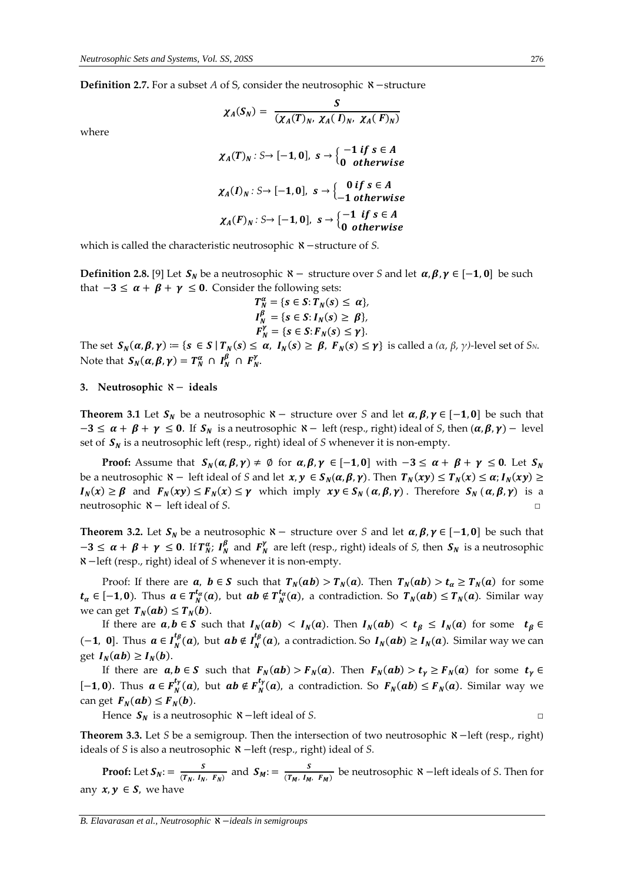**Definition 2.7.** For a subset $A$ of S, consider the neutrosophic $\aleph$ −structure

$$\chi_A(S_N) = \frac{S}{(\chi_A(T)_N,\ \chi_A(I)_N,\ \chi_A(F)_N)}$$

where

$$\chi_A(T)_N : S \to [-1, 0],\ s \to \begin{cases} -1 \ if\ s \in A \\ 0 \ \ otherwise \end{cases}$$

$$\chi_A(I)_N : S \to [-1, 0],\ s \to \begin{cases} 0 \ if\ s \in A \\ -1 \ otherwise \end{cases}$$

$$\chi_A(F)_N : S \to [-1, 0],\ s \to \begin{cases} -1 \ if\ s \in A \\ 0 \ \ otherwise \end{cases}$$

which is called the characteristic neutrosophic $\aleph$ −structure of *S*.

**Definition 2.8.** [9] Let $S_N$ be a neutrosophic $\aleph$ − structure over *S* and let $\alpha, \beta, \gamma \in [-1, 0]$ be such that $-3 \le \alpha + \beta + \gamma \le 0$. Consider the following sets:

$$T_N^{\alpha} = \{s \in S: T_N(s) \le \alpha\},$$
$$I_N^{\beta} = \{s \in S: I_N(s) \ge \beta\},$$
$$F_N^{\gamma} = \{s \in S: F_N(s) \le \gamma\}.$$

The set $S_N(\alpha, \beta, \gamma) := \{s \in S \mid T_N(s) \le \alpha,\ I_N(s) \ge \beta,\ F_N(s) \le \gamma\}$ is called a *(α, β, γ)*-level set of $S_N$. Note that $S_N(\alpha, \beta, \gamma) = T_N^{\alpha} \cap I_N^{\beta} \cap F_N^{\gamma}$.

## 3. Neutrosophic $\aleph$ − ideals

**Theorem 3.1** Let $S_N$ be a neutrosophic $\aleph$ − structure over *S* and let $\alpha, \beta, \gamma \in [-1, 0]$ be such that $-3 \le \alpha + \beta + \gamma \le 0$. If $S_N$ is a neutrosophic $\aleph$ − left (resp., right) ideal of *S*, then $(\alpha, \beta, \gamma)$ − level set of $S_N$ is a neutrosophic left (resp., right) ideal of *S* whenever it is non-empty.

**Proof:** Assume that $S_N(\alpha, \beta, \gamma) \ne \emptyset$ for $\alpha, \beta, \gamma \in [-1, 0]$ with $-3 \le \alpha + \beta + \gamma \le 0$. Let $S_N$ be a neutrosophic $\aleph$ − left ideal of *S* and let $x, y \in S_N(\alpha, \beta, \gamma)$. Then $T_N(xy) \le T_N(x) \le \alpha$; $I_N(xy) \ge I_N(x) \ge \beta$ and $F_N(xy) \le F_N(x) \le \gamma$ which imply $xy \in S_N(\alpha, \beta, \gamma)$. Therefore $S_N(\alpha, \beta, \gamma)$ is a neutrosophic $\aleph$ − left ideal of *S*. □

**Theorem 3.2.** Let $S_N$ be a neutrosophic $\aleph$ − structure over *S* and let $\alpha, \beta, \gamma \in [-1, 0]$ be such that $-3 \le \alpha + \beta + \gamma \le 0$. If $T_N^{\alpha}$; $I_N^{\beta}$ and $F_N^{\gamma}$ are left (resp., right) ideals of *S*, then $S_N$ is a neutrosophic $\aleph$ −left (resp., right) ideal of *S* whenever it is non-empty.

Proof: If there are $a, b \in S$ such that $T_N(ab) > T_N(a)$. Then $T_N(ab) > t_{\alpha} \ge T_N(a)$ for some $t_{\alpha} \in [-1, 0)$. Thus $a \in T_N^{t_{\alpha}}(a)$, but $ab \notin T_N^{t_{\alpha}}(a)$, a contradiction. So $T_N(ab) \le T_N(a)$. Similar way we can get $T_N(ab) \le T_N(b)$.

If there are $a, b \in S$ such that $I_N(ab) < I_N(a)$. Then $I_N(ab) < t_{\beta} \le I_N(a)$ for some $t_{\beta} \in (-1, 0]$. Thus $a \in I_N^{t_{\beta}}(a)$, but $ab \notin I_N^{t_{\beta}}(a)$, a contradiction. So $I_N(ab) \ge I_N(a)$. Similar way we can get $I_N(ab) \ge I_N(b)$.

If there are $a, b \in S$ such that $F_N(ab) > F_N(a)$. Then $F_N(ab) > t_{\gamma} \ge F_N(a)$ for some $t_{\gamma} \in [-1, 0)$. Thus $a \in F_N^{t_{\gamma}}(a)$, but $ab \notin F_N^{t_{\gamma}}(a)$, a contradiction. So $F_N(ab) \le F_N(a)$. Similar way we can get $F_N(ab) \le F_N(b)$.

Hence $S_N$ is a neutrosophic $\aleph$ −left ideal of *S*. □

**Theorem 3.3.** Let *S* be a semigroup. Then the intersection of two neutrosophic $\aleph$ −left (resp., right) ideals of *S* is also a neutrosophic $\aleph$ −left (resp., right) ideal of *S*.

**Proof:** Let $S_N := \frac{S}{(T_N,\ I_N,\ F_N)}$ and $S_M := \frac{S}{(T_M,\ I_M,\ F_M)}$ be neutrosophic $\aleph$ −left ideals of *S*. Then for any $x, y \in S$, we have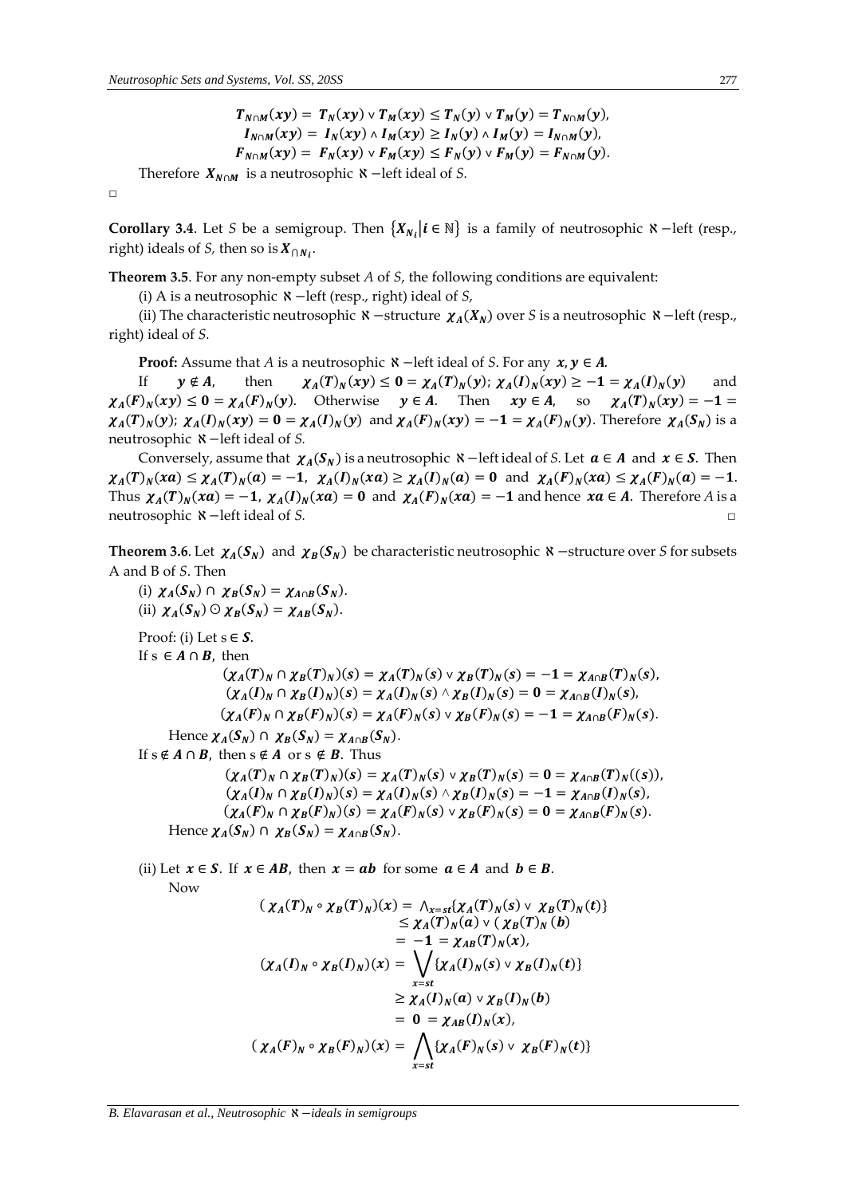$$T_{N\cap M}(xy) = T_N(xy) \vee T_M(xy) \leq T_N(y) \vee T_M(y) = T_{N\cap M}(y),$$
$$I_{N\cap M}(xy) = I_N(xy) \wedge I_M(xy) \geq I_N(y) \wedge I_M(y) = I_{N\cap M}(y),$$
$$F_{N\cap M}(xy) = F_N(xy) \vee F_M(xy) \leq F_N(y) \vee F_M(y) = F_{N\cap M}(y).$$

Therefore $X_{N\cap M}$ is a neutrosophic $\aleph$ −left ideal of *S*.

□

**Corollary 3.4**. Let *S* be a semigroup. Then $\{X_{N_i} | i \in \mathbb{N}\}$ is a family of neutrosophic $\aleph$ −left (resp., right) ideals of *S*, then so is $X_{\cap N_i}$.

**Theorem 3.5**. For any non-empty subset *A* of *S*, the following conditions are equivalent:

(i) A is a neutrosophic $\aleph$ −left (resp., right) ideal of *S*,

(ii) The characteristic neutrosophic $\aleph$ −structure $\chi_A(X_N)$ over *S* is a neutrosophic $\aleph$ −left (resp., right) ideal of *S*.

**Proof:** Assume that *A* is a neutrosophic $\aleph$ −left ideal of *S*. For any $x, y \in A$.

If $y \notin A$, then $\chi_A(T)_N(xy) \leq 0 = \chi_A(T)_N(y)$; $\chi_A(I)_N(xy) \geq -1 = \chi_A(I)_N(y)$ and $\chi_A(F)_N(xy) \leq 0 = \chi_A(F)_N(y)$. Otherwise $y \in A$. Then $xy \in A$, so $\chi_A(T)_N(xy) = -1 = \chi_A(T)_N(y)$; $\chi_A(I)_N(xy) = 0 = \chi_A(I)_N(y)$ and $\chi_A(F)_N(xy) = -1 = \chi_A(F)_N(y)$. Therefore $\chi_A(S_N)$ is a neutrosophic $\aleph$ −left ideal of *S*.

Conversely, assume that $\chi_A(S_N)$ is a neutrosophic $\aleph$ −left ideal of *S*. Let $a \in A$ and $x \in S$. Then $\chi_A(T)_N(xa) \leq \chi_A(T)_N(a) = -1$, $\chi_A(I)_N(xa) \geq \chi_A(I)_N(a) = 0$ and $\chi_A(F)_N(xa) \leq \chi_A(F)_N(a) = -1$. Thus $\chi_A(T)_N(xa) = -1$, $\chi_A(I)_N(xa) = 0$ and $\chi_A(F)_N(xa) = -1$ and hence $xa \in A$. Therefore *A* is a neutrosophic $\aleph$ −left ideal of *S*. □

**Theorem 3.6**. Let $\chi_A(S_N)$ and $\chi_B(S_N)$ be characteristic neutrosophic $\aleph$ −structure over *S* for subsets A and B of *S*. Then

(i) $\chi_A(S_N) \cap \chi_B(S_N) = \chi_{A\cap B}(S_N)$.

(ii) $\chi_A(S_N) \odot \chi_B(S_N) = \chi_{AB}(S_N)$.

Proof: (i) Let $s \in S$.

If $s \in A \cap B$, then

$$(\chi_A(T)_N \cap \chi_B(T)_N)(s) = \chi_A(T)_N(s) \vee \chi_B(T)_N(s) = -1 = \chi_{A\cap B}(T)_N(s),$$
$$(\chi_A(I)_N \cap \chi_B(I)_N)(s) = \chi_A(I)_N(s) \wedge \chi_B(I)_N(s) = 0 = \chi_{A\cap B}(I)_N(s),$$
$$(\chi_A(F)_N \cap \chi_B(F)_N)(s) = \chi_A(F)_N(s) \vee \chi_B(F)_N(s) = -1 = \chi_{A\cap B}(F)_N(s).$$

Hence $\chi_A(S_N) \cap \chi_B(S_N) = \chi_{A\cap B}(S_N)$.

If $s \notin A \cap B$, then $s \notin A$ or $s \notin B$. Thus

$$(\chi_A(T)_N \cap \chi_B(T)_N)(s) = \chi_A(T)_N(s) \vee \chi_B(T)_N(s) = 0 = \chi_{A\cap B}(T)_N((s)),$$
$$(\chi_A(I)_N \cap \chi_B(I)_N)(s) = \chi_A(I)_N(s) \wedge \chi_B(I)_N(s) = -1 = \chi_{A\cap B}(I)_N(s),$$
$$(\chi_A(F)_N \cap \chi_B(F)_N)(s) = \chi_A(F)_N(s) \vee \chi_B(F)_N(s) = 0 = \chi_{A\cap B}(F)_N(s).$$

Hence $\chi_A(S_N) \cap \chi_B(S_N) = \chi_{A\cap B}(S_N)$.

(ii) Let $x \in S$. If $x \in AB$, then $x = ab$ for some $a \in A$ and $b \in B$.

Now

$$(\chi_A(T)_N \circ \chi_B(T)_N)(x) = \wedge_{x=st}\{\chi_A(T)_N(s) \vee \chi_B(T)_N(t)\}$$
$$\leq \chi_A(T)_N(a) \vee (\chi_B(T)_N(b)$$
$$= -1 = \chi_{AB}(T)_N(x),$$
$$(\chi_A(I)_N \circ \chi_B(I)_N)(x) = \bigvee_{x=st}\{\chi_A(I)_N(s) \vee \chi_B(I)_N(t)\}$$
$$\geq \chi_A(I)_N(a) \vee \chi_B(I)_N(b)$$
$$= 0 = \chi_{AB}(I)_N(x),$$
$$(\chi_A(F)_N \circ \chi_B(F)_N)(x) = \bigwedge_{x=st}\{\chi_A(F)_N(s) \vee \chi_B(F)_N(t)\}$$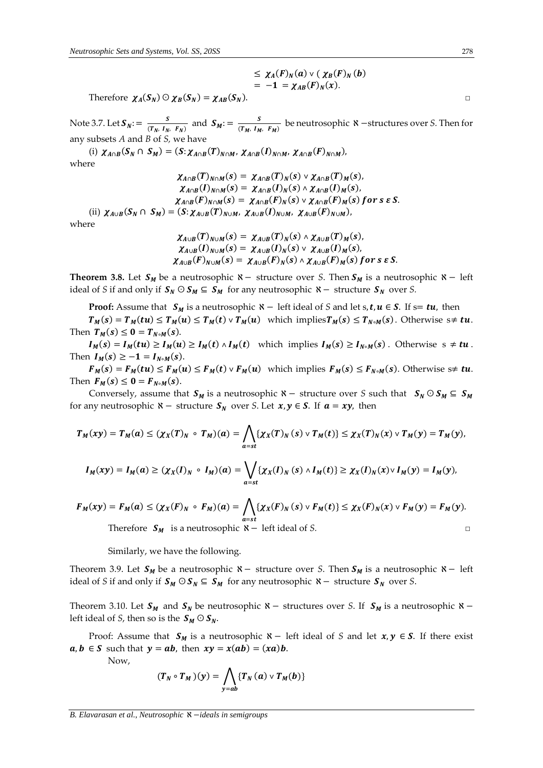$$\leq \chi_A(F)_N(a) \vee (\chi_B(F)_N(b)$$
$$= -1 = \chi_{AB}(F)_N(x).$$

Therefore $\chi_A(S_N) \odot \chi_B(S_N) = \chi_{AB}(S_N)$. □

Note 3.7. Let $S_N := \frac{S}{(T_N,\ I_N,\ F_N)}$ and $S_M := \frac{S}{(T_M,\ I_M,\ F_M)}$ be neutrosophic $\aleph$ −structures over *S*. Then for any subsets *A* and *B* of *S,* we have

(i) $\chi_{A\cap B}(S_N \cap S_M) = (S: \chi_{A\cap B}(T)_{N\cap M}, \chi_{A\cap B}(I)_{N\cap M}, \chi_{A\cap B}(F)_{N\cap M}),$

where

$$\chi_{A\cap B}(T)_{N\cap M}(s) = \chi_{A\cap B}(T)_N(s) \vee \chi_{A\cap B}(T)_M(s),$$
$$\chi_{A\cap B}(I)_{N\cap M}(s) = \chi_{A\cap B}(I)_N(s) \wedge \chi_{A\cap B}(I)_M(s),$$
$$\chi_{A\cap B}(F)_{N\cap M}(s) = \chi_{A\cap B}(F)_N(s) \vee \chi_{A\cap B}(F)_M(s) \ for\ s\ \varepsilon\ S.$$

(ii) $\chi_{A\cup B}(S_N \cap S_M) = (S: \chi_{A\cup B}(T)_{N\cup M}, \chi_{A\cup B}(I)_{N\cup M}, \chi_{A\cup B}(F)_{N\cup M}),$

where

$$\chi_{A\cup B}(T)_{N\cup M}(s) = \chi_{A\cup B}(T)_N(s) \wedge \chi_{A\cup B}(T)_M(s),$$
$$\chi_{A\cup B}(I)_{N\cup M}(s) = \chi_{A\cup B}(I)_N(s) \vee \chi_{A\cup B}(I)_M(s),$$
$$\chi_{A\cup B}(F)_{N\cup M}(s) = \chi_{A\cup B}(F)_N(s) \wedge \chi_{A\cup B}(F)_M(s) \ for\ s\ \varepsilon\ S.$$

**Theorem 3.8.** Let $S_M$ be a neutrosophic $\aleph-$ structure over *S*. Then $S_M$ is a neutrosophic $\aleph-$ left ideal of *S* if and only if $S_N \odot S_M \subseteq S_M$ for any neutrosophic $\aleph-$ structure $S_N$ over *S*.

**Proof:** Assume that $S_M$ is a neutrosophic $\aleph-$ left ideal of *S* and let $s, t, u \in S$. If $s = tu$, then $T_M(s) = T_M(tu) \leq T_M(u) \leq T_M(t) \vee T_M(u)$ which implies $T_M(s) \leq T_{N\circ M}(s)$. Otherwise $s \neq tu$. Then $T_M(s) \leq 0 = T_{N\circ M}(s)$.

$I_M(s) = I_M(tu) \geq I_M(u) \geq I_M(t) \wedge I_M(t)$ which implies $I_M(s) \geq I_{N\circ M}(s)$. Otherwise $s \neq tu$. Then $I_M(s) \geq -1 = I_{N\circ M}(s)$.

$F_M(s) = F_M(tu) \leq F_M(u) \leq F_M(t) \vee F_M(u)$ which implies $F_M(s) \leq F_{N\circ M}(s)$. Otherwise $s \neq tu$. Then $F_M(s) \leq 0 = F_{N\circ M}(s)$.

Conversely, assume that $S_M$ is a neutrosophic $\aleph-$ structure over *S* such that $S_N \odot S_M \subseteq S_M$ for any neutrosophic $\aleph-$ structure $S_N$ over *S*. Let $x, y \in S$. If $a = xy$, then

$$T_M(xy) = T_M(a) \leq (\chi_X(T)_N \circ T_M)(a) = \bigwedge_{a=st}\{\chi_X(T)_N(s) \vee T_M(t)\} \leq \chi_X(T)_N(x) \vee T_M(y) = T_M(y),$$

$$I_M(xy) = I_M(a) \geq (\chi_X(I)_N \circ I_M)(a) = \bigvee_{a=st}\{\chi_X(I)_N(s) \wedge I_M(t)\} \geq \chi_X(I)_N(x) \vee I_M(y) = I_M(y),$$

$$F_M(xy) = F_M(a) \leq (\chi_X(F)_N \circ F_M)(a) = \bigwedge_{a=st}\{\chi_X(F)_N(s) \vee F_M(t)\} \leq \chi_X(F)_N(x) \vee F_M(y) = F_M(y).$$

Therefore $S_M$ is a neutrosophic $\aleph-$ left ideal of *S*. □

Similarly, we have the following.

Theorem 3.9. Let $S_M$ be a neutrosophic $\aleph-$ structure over *S*. Then $S_M$ is a neutrosophic $\aleph-$ left ideal of *S* if and only if $S_M \odot S_N \subseteq S_M$ for any neutrosophic $\aleph-$ structure $S_N$ over *S*.

Theorem 3.10. Let $S_M$ and $S_N$ be neutrosophic $\aleph-$ structures over *S*. If $S_M$ is a neutrosophic $\aleph-$ left ideal of *S*, then so is the $S_M \odot S_N$.

Proof: Assume that $S_M$ is a neutrosophic $\aleph-$ left ideal of *S* and let $x, y \in S$. If there exist $a, b \in S$ such that $y = ab$, then $xy = x(ab) = (xa)b$.

Now,

$$(T_N \circ T_M)(y) = \bigwedge_{y=ab}\{T_N(a) \vee T_M(b)\}$$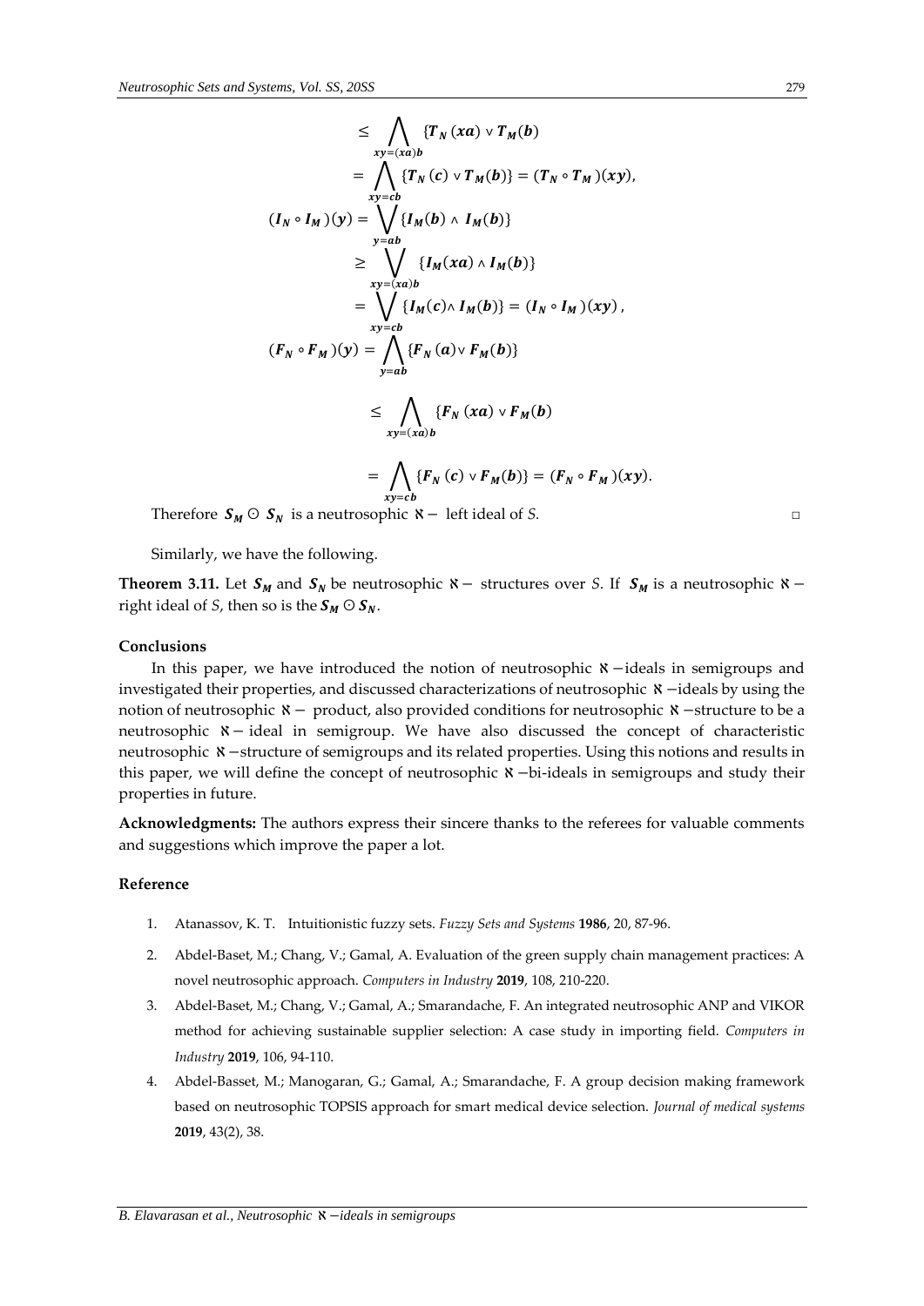$$\leq \bigwedge_{xy=(xa)b} \{\boldsymbol{T_N}(\boldsymbol{xa}) \vee \boldsymbol{T_M}(\boldsymbol{b})$$

$$= \bigwedge_{xy=cb} \{\boldsymbol{T_N}(\boldsymbol{c}) \vee \boldsymbol{T_M}(\boldsymbol{b})\} = (\boldsymbol{T_N} \circ \boldsymbol{T_M})(\boldsymbol{xy}),$$

$$(\boldsymbol{I_N} \circ \boldsymbol{I_M})(\boldsymbol{y}) = \bigvee_{y=ab} \{\boldsymbol{I_M}(\boldsymbol{b}) \wedge \boldsymbol{I_M}(\boldsymbol{b})\}$$

$$\geq \bigvee_{xy=(xa)b} \{\boldsymbol{I_M}(\boldsymbol{xa}) \wedge \boldsymbol{I_M}(\boldsymbol{b})\}$$

$$= \bigvee_{xy=cb} \{\boldsymbol{I_M}(\boldsymbol{c}) \wedge \boldsymbol{I_M}(\boldsymbol{b})\} = (\boldsymbol{I_N} \circ \boldsymbol{I_M})(\boldsymbol{xy}),$$

$$(\boldsymbol{F_N} \circ \boldsymbol{F_M})(\boldsymbol{y}) = \bigwedge_{y=ab} \{\boldsymbol{F_N}(\boldsymbol{a}) \vee \boldsymbol{F_M}(\boldsymbol{b})\}$$

$$\leq \bigwedge_{xy=(xa)b} \{\boldsymbol{F_N}(\boldsymbol{xa}) \vee \boldsymbol{F_M}(\boldsymbol{b})$$

$$= \bigwedge_{xy=cb} \{\boldsymbol{F_N}(\boldsymbol{c}) \vee \boldsymbol{F_M}(\boldsymbol{b})\} = (\boldsymbol{F_N} \circ \boldsymbol{F_M})(\boldsymbol{xy}).$$

Therefore $\boldsymbol{S_M} \odot \boldsymbol{S_N}$ is a neutrosophic $\aleph-$ left ideal of *S.* □

Similarly, we have the following.

**Theorem 3.11.** Let $\boldsymbol{S_M}$ and $\boldsymbol{S_N}$ be neutrosophic $\aleph-$ structures over *S*. If $\boldsymbol{S_M}$ is a neutrosophic $\aleph-$ right ideal of *S*, then so is the $\boldsymbol{S_M} \odot \boldsymbol{S_N}$.

**Conclusions**

In this paper, we have introduced the notion of neutrosophic $\aleph-$ideals in semigroups and investigated their properties, and discussed characterizations of neutrosophic $\aleph-$ideals by using the notion of neutrosophic $\aleph-$ product, also provided conditions for neutrosophic $\aleph-$structure to be a neutrosophic $\aleph-$ ideal in semigroup. We have also discussed the concept of characteristic neutrosophic $\aleph-$structure of semigroups and its related properties. Using this notions and results in this paper, we will define the concept of neutrosophic $\aleph-$bi-ideals in semigroups and study their properties in future.

**Acknowledgments:** The authors express their sincere thanks to the referees for valuable comments and suggestions which improve the paper a lot.

**Reference**

1. Atanassov, K. T. Intuitionistic fuzzy sets. *Fuzzy Sets and Systems* **1986**, 20, 87-96.
2. Abdel-Baset, M.; Chang, V.; Gamal, A. Evaluation of the green supply chain management practices: A novel neutrosophic approach. *Computers in Industry* **2019**, 108, 210-220.
3. Abdel-Baset, M.; Chang, V.; Gamal, A.; Smarandache, F. An integrated neutrosophic ANP and VIKOR method for achieving sustainable supplier selection: A case study in importing field. *Computers in Industry* **2019**, 106, 94-110.
4. Abdel-Basset, M.; Manogaran, G.; Gamal, A.; Smarandache, F. A group decision making framework based on neutrosophic TOPSIS approach for smart medical device selection. *Journal of medical systems* **2019**, 43(2), 38.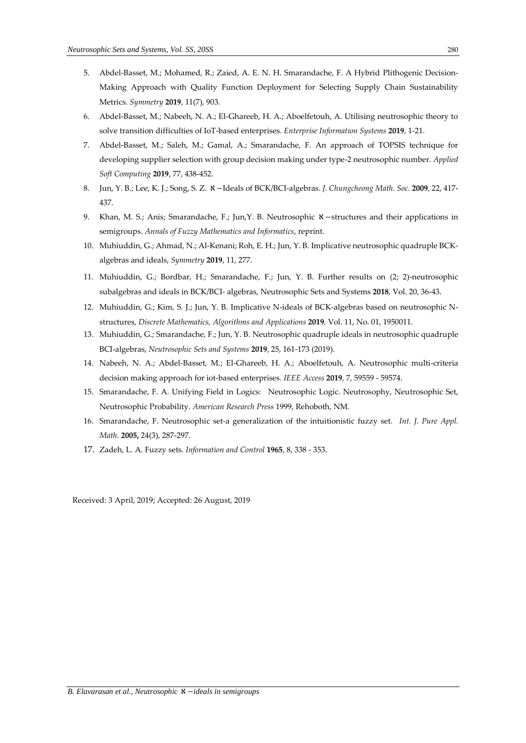5. Abdel-Basset, M.; Mohamed, R.; Zaied, A. E. N. H. Smarandache, F. A Hybrid Plithogenic Decision-Making Approach with Quality Function Deployment for Selecting Supply Chain Sustainability Metrics. *Symmetry* **2019**, 11(7), 903.
6. Abdel-Basset, M.; Nabeeh, N. A.; El-Ghareeb, H. A.; Aboelfetouh, A. Utilising neutrosophic theory to solve transition difficulties of IoT-based enterprises. *Enterprise Information Systems* **2019**, 1-21.
7. Abdel-Basset, M.; Saleh, M.; Gamal, A.; Smarandache, F. An approach of TOPSIS technique for developing supplier selection with group decision making under type-2 neutrosophic number. *Applied Soft Computing* **2019**, 77, 438-452.
8. Jun, Y. B.; Lee, K. J.; Song, S. Z. $\aleph-$Ideals of BCK/BCI-algebras. *J. Chungcheong Math. Soc.* **2009**, 22, 417-437.
9. Khan, M. S.; Anis; Smarandache, F.; Jun,Y. B. Neutrosophic $\aleph-$structures and their applications in semigroups. *Annals of Fuzzy Mathematics and Informatics*, reprint.
10. Muhiuddin, G.; Ahmad, N.; Al-Kenani; Roh, E. H.; Jun, Y. B. Implicative neutrosophic quadruple BCK-algebras and ideals, *Symmetry* **2019**, 11, 277.
11. Muhiuddin, G.; Bordbar, H.; Smarandache, F.; Jun, Y. B. Further results on (2; 2)-neutrosophic subalgebras and ideals in BCK/BCI- algebras, Neutrosophic Sets and Systems **2018**, Vol. 20, 36-43.
12. Muhiuddin, G.; Kim, S. J.; Jun, Y. B. Implicative N-ideals of BCK-algebras based on neutrosophic N-structures, *Discrete Mathematics, Algorithms and Applications* **2019**, Vol. 11, No. 01, 1950011.
13. Muhiuddin, G.; Smarandache, F.; Jun, Y. B. Neutrosophic quadruple ideals in neutrosophic quadruple BCI-algebras, *Neutrosophic Sets and Systems* **2019**, 25, 161-173 (2019).
14. Nabeeh, N. A.; Abdel-Basset, M.; El-Ghareeb, H. A.; Aboelfetouh, A. Neutrosophic multi-criteria decision making approach for iot-based enterprises. *IEEE Access* **2019**, 7, 59559 - 59574.
15. Smarandache, F. A. Unifying Field in Logics: Neutrosophic Logic. Neutrosophy, Neutrosophic Set, Neutrosophic Probability. *American Research Press* 1999, Rehoboth, NM.
16. Smarandache, F. Neutrosophic set-a generalization of the intuitionistic fuzzy set. *Int. J. Pure Appl. Math.* **2005,** 24(3), 287-297.
17. Zadeh, L. A. Fuzzy sets. *Information and Control* **1965**, 8, 338 - 353.

Received: 3 April, 2019; Accepted: 26 August, 2019